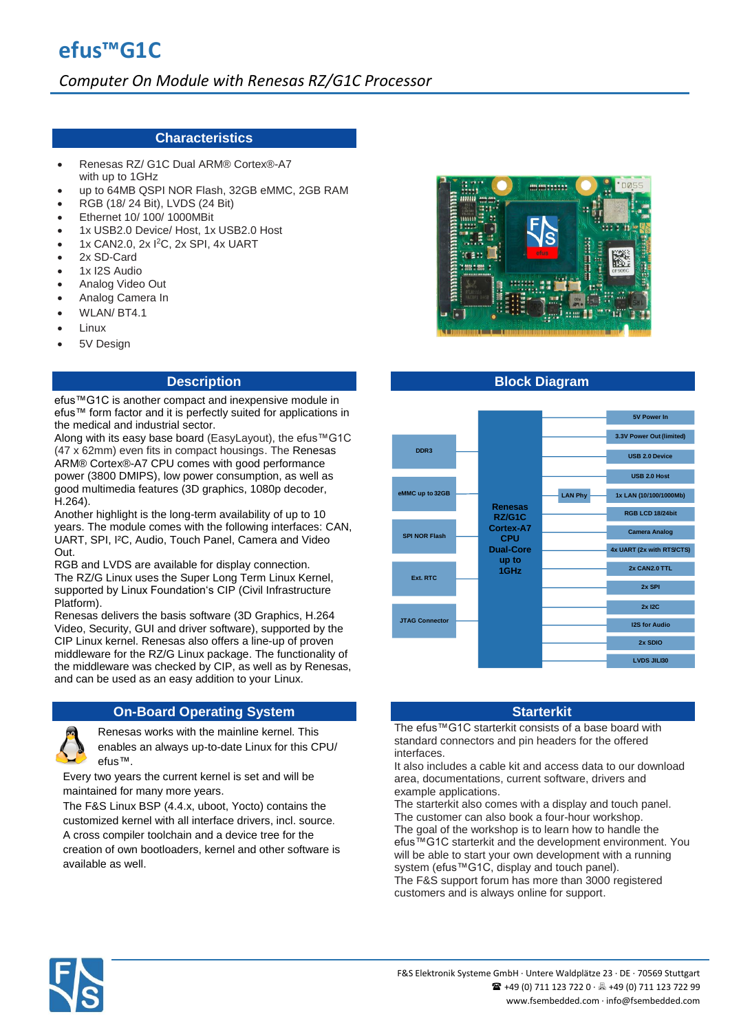# efus™G1C

*Computer On Module with Renesas RZ/G1C Processor*

## Characteristics

- Renesas RZ/ G1C Dual ARM® Cortex®-A7 with up to 1GHz
- up to 64MB QSPI NOR Flash, 32GB eMMC, 2GB RAM
- RGB (18/ 24 Bit), LVDS (24 Bit)
- Ethernet 10/ 100/ 1000MBit
- 1x USB2.0 Device/ Host, 1x USB2.0 Host
- 1x CAN2.0, 2x I²C, 2x SPI, 4x UART
- 2x SD-Card
- 1x I2S Audio
- Analog Video Out
- Analog Camera In
- WLAN/ BT4.1
- Linux
- 5V Design

## Description

efus™G1C is another compact and inexpensive module in efus™ form factor and it is perfectly suited for applications in the medical and industrial sector.
Along with its easy base board (EasyLayout), the efus™G1C (47 x 62mm) even fits in compact housings. The Renesas ARM® Cortex®-A7 CPU comes with good performance power (3800 DMIPS), low power consumption, as well as good multimedia features (3D graphics, 1080p decoder, H.264).
Another highlight is the long-term availability of up to 10 years. The module comes with the following interfaces: CAN, UART, SPI, I²C, Audio, Touch Panel, Camera and Video Out.
RGB and LVDS are available for display connection.
The RZ/G Linux uses the Super Long Term Linux Kernel, supported by Linux Foundation's CIP (Civil Infrastructure Platform).
Renesas delivers the basis software (3D Graphics, H.264 Video, Security, GUI and driver software), supported by the CIP Linux kernel. Renesas also offers a line-up of proven middleware for the RZ/G Linux package. The functionality of the middleware was checked by CIP, as well as by Renesas, and can be used as an easy addition to your Linux.

## Block Diagram

Renesas RZ/G1C Cortex-A7 CPU Dual-Core up to 1GHz

- DDR3
- eMMC up to 32GB
- SPI NOR Flash
- Ext. RTC
- JTAG Connector
- 5V Power In
- 3.3V Power Out (limited)
- USB 2.0 Device
- USB 2.0 Host
- LAN Phy – 1x LAN (10/100/1000Mb)
- RGB LCD 18/24bit
- Camera Analog
- 4x UART (2x with RTS/CTS)
- 2x CAN2.0 TTL
- 2x SPI
- 2x I2C
- I2S for Audio
- 2x SDIO
- LVDS JILI30

## On-Board Operating System

Renesas works with the mainline kernel. This enables an always up-to-date Linux for this CPU/ efus™.
Every two years the current kernel is set and will be maintained for many more years.
The F&S Linux BSP (4.4.x, uboot, Yocto) contains the customized kernel with all interface drivers, incl. source.
A cross compiler toolchain and a device tree for the creation of own bootloaders, kernel and other software is available as well.

## Starterkit

The efus™G1C starterkit consists of a base board with standard connectors and pin headers for the offered interfaces.
It also includes a cable kit and access data to our download area, documentations, current software, drivers and example applications.
The starterkit also comes with a display and touch panel.
The customer can also book a four-hour workshop.
The goal of the workshop is to learn how to handle the efus™G1C starterkit and the development environment. You will be able to start your own development with a running system (efus™G1C, display and touch panel).
The F&S support forum has more than 3000 registered customers and is always online for support.

F&S Elektronik Systeme GmbH · Untere Waldplätze 23 · DE · 70569 Stuttgart
☎ +49 (0) 711 123 722 0 · 🖷 +49 (0) 711 123 722 99
www.fsembedded.com · info@fsembedded.com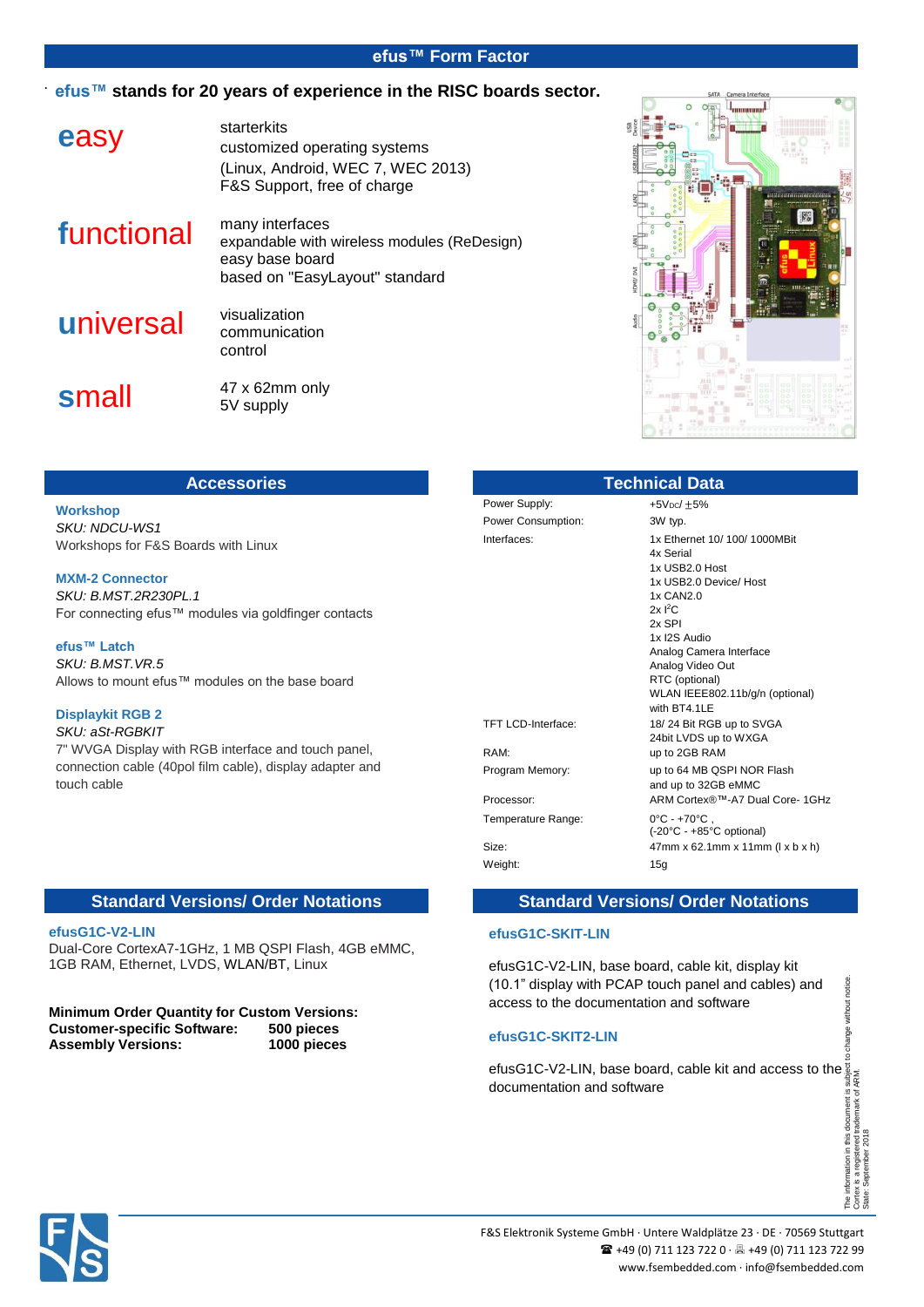## efus™ Form Factor

**efus™ stands for 20 years of experience in the RISC boards sector.**

| | |
|---|---|
| easy | starterkits<br>customized operating systems<br>(Linux, Android, WEC 7, WEC 2013)<br>F&S Support, free of charge |
| functional | many interfaces<br>expandable with wireless modules (ReDesign)<br>easy base board<br>based on "EasyLayout" standard |
| universal | visualization<br>communication<br>control |
| small | 47 x 62mm only<br>5V supply |

## Accessories

**Workshop**
*SKU: NDCU-WS1*
Workshops for F&S Boards with Linux

**MXM-2 Connector**
*SKU: B.MST.2R230PL.1*
For connecting efus™ modules via goldfinger contacts

**efus™ Latch**
*SKU: B.MST.VR.5*
Allows to mount efus™ modules on the base board

**Displaykit RGB 2**
*SKU: aSt-RGBKIT*
7" WVGA Display with RGB interface and touch panel, connection cable (40pol film cable), display adapter and touch cable

## Technical Data

| | |
|---|---|
| Power Supply: | +5V$_{DC}$/ ±5% |
| Power Consumption: | 3W typ. |
| Interfaces: | 1x Ethernet 10/ 100/ 1000MBit<br>4x Serial<br>1x USB2.0 Host<br>1x USB2.0 Device/ Host<br>1x CAN2.0<br>2x I²C<br>2x SPI<br>1x I2S Audio<br>Analog Camera Interface<br>Analog Video Out<br>RTC (optional)<br>WLAN IEEE802.11b/g/n (optional)<br>with BT4.1LE |
| TFT LCD-Interface: | 18/ 24 Bit RGB up to SVGA<br>24bit LVDS up to WXGA |
| RAM: | up to 2GB RAM |
| Program Memory: | up to 64 MB QSPI NOR Flash<br>and up to 32GB eMMC |
| Processor: | ARM Cortex®™-A7 Dual Core- 1GHz |
| Temperature Range: | 0°C - +70°C ,<br>(-20°C - +85°C optional) |
| Size: | 47mm x 62.1mm x 11mm (l x b x h) |
| Weight: | 15g |

## Standard Versions/ Order Notations

**efusG1C-V2-LIN**
Dual-Core CortexA7-1GHz, 1 MB QSPI Flash, 4GB eMMC, 1GB RAM, Ethernet, LVDS, WLAN/BT, Linux

**Minimum Order Quantity for Custom Versions:**
**Customer-specific Software: 500 pieces**
**Assembly Versions: 1000 pieces**

## Standard Versions/ Order Notations

**efusG1C-SKIT-LIN**

efusG1C-V2-LIN, base board, cable kit, display kit (10.1" display with PCAP touch panel and cables) and access to the documentation and software

**efusG1C-SKIT2-LIN**

efusG1C-V2-LIN, base board, cable kit and access to the documentation and software

The information in this document is subject to change without notice.
Cortex is a registered trademark of ARM.
State: September 2018

F&S Elektronik Systeme GmbH · Untere Waldplätze 23 · DE · 70569 Stuttgart
☎ +49 (0) 711 123 722 0 · +49 (0) 711 123 722 99
www.fsembedded.com · info@fsembedded.com